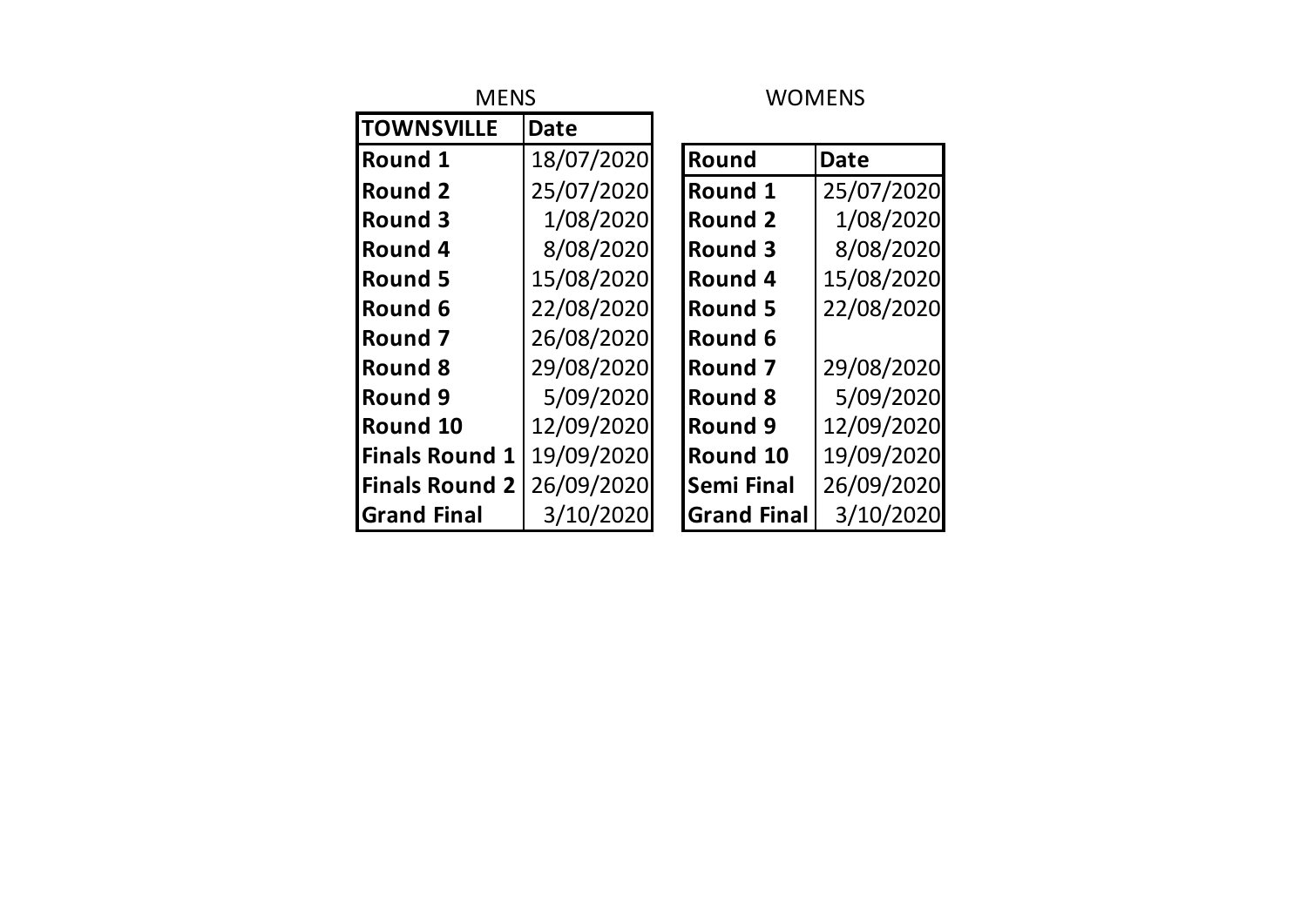MENS

| TOWNSVILLE | Date |
| --- | --- |
| Round 1 | 18/07/2020 |
| Round 2 | 25/07/2020 |
| Round 3 | 1/08/2020 |
| Round 4 | 8/08/2020 |
| Round 5 | 15/08/2020 |
| Round 6 | 22/08/2020 |
| Round 7 | 26/08/2020 |
| Round 8 | 29/08/2020 |
| Round 9 | 5/09/2020 |
| Round 10 | 12/09/2020 |
| Finals Round 1 | 19/09/2020 |
| Finals Round 2 | 26/09/2020 |
| Grand Final | 3/10/2020 |

WOMENS

| Round | Date |
| --- | --- |
| Round 1 | 25/07/2020 |
| Round 2 | 1/08/2020 |
| Round 3 | 8/08/2020 |
| Round 4 | 15/08/2020 |
| Round 5 | 22/08/2020 |
| Round 6 | |
| Round 7 | 29/08/2020 |
| Round 8 | 5/09/2020 |
| Round 9 | 12/09/2020 |
| Round 10 | 19/09/2020 |
| Semi Final | 26/09/2020 |
| Grand Final | 3/10/2020 |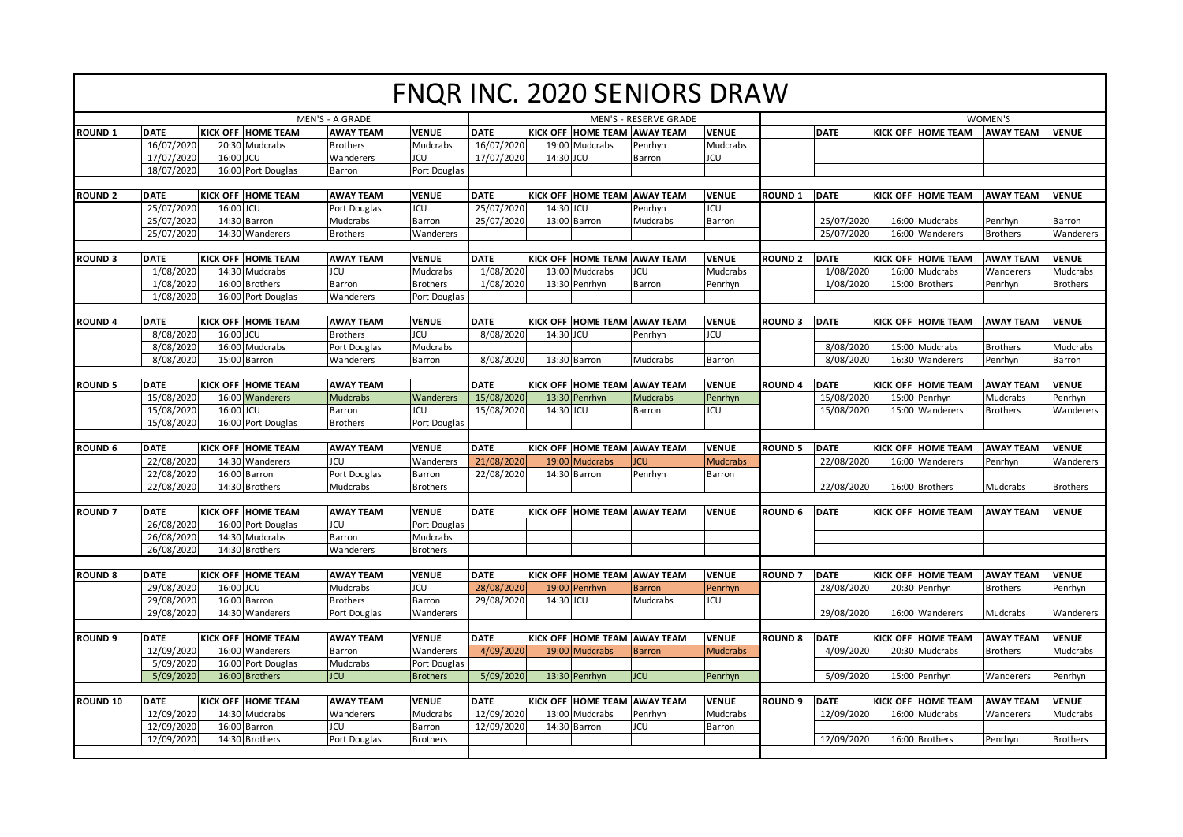# FNQR INC. 2020 SENIORS DRAW

| MEN'S - A GRADE | | | | | | MEN'S - RESERVE GRADE | | | | | WOMEN'S | | | | | |
|---|---|---|---|---|---|---|---|---|---|---|---|---|---|---|---|---|
| ROUND 1 | DATE | KICK OFF | HOME TEAM | AWAY TEAM | VENUE | DATE | KICK OFF | HOME TEAM | AWAY TEAM | VENUE | | DATE | KICK OFF | HOME TEAM | AWAY TEAM | VENUE |
| | 16/07/2020 | 20:30 | Mudcrabs | Brothers | Mudcrabs | 16/07/2020 | 19:00 | Mudcrabs | Penrhyn | Mudcrabs | | | | | | |
| | 17/07/2020 | 16:00 | JCU | Wanderers | JCU | 17/07/2020 | 14:30 | JCU | Barron | JCU | | | | | | |
| | 18/07/2020 | 16:00 | Port Douglas | Barron | Port Douglas | | | | | | | | | | | |
| ROUND 2 | DATE | KICK OFF | HOME TEAM | AWAY TEAM | VENUE | DATE | KICK OFF | HOME TEAM | AWAY TEAM | VENUE | ROUND 1 | DATE | KICK OFF | HOME TEAM | AWAY TEAM | VENUE |
| | 25/07/2020 | 16:00 | JCU | Port Douglas | JCU | 25/07/2020 | 14:30 | JCU | Penrhyn | JCU | | | | | | |
| | 25/07/2020 | 14:30 | Barron | Mudcrabs | Barron | 25/07/2020 | 13:00 | Barron | Mudcrabs | Barron | | 25/07/2020 | 16:00 | Mudcrabs | Penrhyn | Barron |
| | 25/07/2020 | 14:30 | Wanderers | Brothers | Wanderers | | | | | | | 25/07/2020 | 16:00 | Wanderers | Brothers | Wanderers |
| ROUND 3 | DATE | KICK OFF | HOME TEAM | AWAY TEAM | VENUE | DATE | KICK OFF | HOME TEAM | AWAY TEAM | VENUE | ROUND 2 | DATE | KICK OFF | HOME TEAM | AWAY TEAM | VENUE |
| | 1/08/2020 | 14:30 | Mudcrabs | JCU | Mudcrabs | 1/08/2020 | 13:00 | Mudcrabs | JCU | Mudcrabs | | 1/08/2020 | 16:00 | Mudcrabs | Wanderers | Mudcrabs |
| | 1/08/2020 | 16:00 | Brothers | Barron | Brothers | 1/08/2020 | 13:30 | Penrhyn | Barron | Penrhyn | | 1/08/2020 | 15:00 | Brothers | Penrhyn | Brothers |
| | 1/08/2020 | 16:00 | Port Douglas | Wanderers | Port Douglas | | | | | | | | | | | |
| ROUND 4 | DATE | KICK OFF | HOME TEAM | AWAY TEAM | VENUE | DATE | KICK OFF | HOME TEAM | AWAY TEAM | VENUE | ROUND 3 | DATE | KICK OFF | HOME TEAM | AWAY TEAM | VENUE |
| | 8/08/2020 | 16:00 | JCU | Brothers | JCU | 8/08/2020 | 14:30 | JCU | Penrhyn | JCU | | | | | | |
| | 8/08/2020 | 16:00 | Mudcrabs | Port Douglas | Mudcrabs | | | | | | | 8/08/2020 | 15:00 | Mudcrabs | Brothers | Mudcrabs |
| | 8/08/2020 | 15:00 | Barron | Wanderers | Barron | 8/08/2020 | 13:30 | Barron | Mudcrabs | Barron | | 8/08/2020 | 16:30 | Wanderers | Penrhyn | Barron |
| ROUND 5 | DATE | KICK OFF | HOME TEAM | AWAY TEAM | | DATE | KICK OFF | HOME TEAM | AWAY TEAM | VENUE | ROUND 4 | DATE | KICK OFF | HOME TEAM | AWAY TEAM | VENUE |
| | 15/08/2020 | 16:00 | Wanderers | Mudcrabs | Wanderers | 15/08/2020 | 13:30 | Penrhyn | Mudcrabs | Penrhyn | | 15/08/2020 | 15:00 | Penrhyn | Mudcrabs | Penrhyn |
| | 15/08/2020 | 16:00 | JCU | Barron | JCU | 15/08/2020 | 14:30 | JCU | Barron | JCU | | 15/08/2020 | 15:00 | Wanderers | Brothers | Wanderers |
| | 15/08/2020 | 16:00 | Port Douglas | Brothers | Port Douglas | | | | | | | | | | | |
| ROUND 6 | DATE | KICK OFF | HOME TEAM | AWAY TEAM | VENUE | DATE | KICK OFF | HOME TEAM | AWAY TEAM | VENUE | ROUND 5 | DATE | KICK OFF | HOME TEAM | AWAY TEAM | VENUE |
| | 22/08/2020 | 14:30 | Wanderers | JCU | Wanderers | 21/08/2020 | 19:00 | Mudcrabs | JCU | Mudcrabs | | 22/08/2020 | 16:00 | Wanderers | Penrhyn | Wanderers |
| | 22/08/2020 | 16:00 | Barron | Port Douglas | Barron | 22/08/2020 | 14:30 | Barron | Penrhyn | Barron | | | | | | |
| | 22/08/2020 | 14:30 | Brothers | Mudcrabs | Brothers | | | | | | | 22/08/2020 | 16:00 | Brothers | Mudcrabs | Brothers |
| ROUND 7 | DATE | KICK OFF | HOME TEAM | AWAY TEAM | VENUE | DATE | KICK OFF | HOME TEAM | AWAY TEAM | VENUE | ROUND 6 | DATE | KICK OFF | HOME TEAM | AWAY TEAM | VENUE |
| | 26/08/2020 | 16:00 | Port Douglas | JCU | Port Douglas | | | | | | | | | | | |
| | 26/08/2020 | 14:30 | Mudcrabs | Barron | Mudcrabs | | | | | | | | | | | |
| | 26/08/2020 | 14:30 | Brothers | Wanderers | Brothers | | | | | | | | | | | |
| ROUND 8 | DATE | KICK OFF | HOME TEAM | AWAY TEAM | VENUE | DATE | KICK OFF | HOME TEAM | AWAY TEAM | VENUE | ROUND 7 | DATE | KICK OFF | HOME TEAM | AWAY TEAM | VENUE |
| | 29/08/2020 | 16:00 | JCU | Mudcrabs | JCU | 28/08/2020 | 19:00 | Penrhyn | Barron | Penrhyn | | 28/08/2020 | 20:30 | Penrhyn | Brothers | Penrhyn |
| | 29/08/2020 | 16:00 | Barron | Brothers | Barron | 29/08/2020 | 14:30 | JCU | Mudcrabs | JCU | | | | | | |
| | 29/08/2020 | 14:30 | Wanderers | Port Douglas | Wanderers | | | | | | | 29/08/2020 | 16:00 | Wanderers | Mudcrabs | Wanderers |
| ROUND 9 | DATE | KICK OFF | HOME TEAM | AWAY TEAM | VENUE | DATE | KICK OFF | HOME TEAM | AWAY TEAM | VENUE | ROUND 8 | DATE | KICK OFF | HOME TEAM | AWAY TEAM | VENUE |
| | 12/09/2020 | 16:00 | Wanderers | Barron | Wanderers | 4/09/2020 | 19:00 | Mudcrabs | Barron | Mudcrabs | | 4/09/2020 | 20:30 | Mudcrabs | Brothers | Mudcrabs |
| | 5/09/2020 | 16:00 | Port Douglas | Mudcrabs | Port Douglas | | | | | | | | | | | |
| | 5/09/2020 | 16:00 | Brothers | JCU | Brothers | 5/09/2020 | 13:30 | Penrhyn | JCU | Penrhyn | | 5/09/2020 | 15:00 | Penrhyn | Wanderers | Penrhyn |
| ROUND 10 | DATE | KICK OFF | HOME TEAM | AWAY TEAM | VENUE | DATE | KICK OFF | HOME TEAM | AWAY TEAM | VENUE | ROUND 9 | DATE | KICK OFF | HOME TEAM | AWAY TEAM | VENUE |
| | 12/09/2020 | 14:30 | Mudcrabs | Wanderers | Mudcrabs | 12/09/2020 | 13:00 | Mudcrabs | Penrhyn | Mudcrabs | | 12/09/2020 | 16:00 | Mudcrabs | Wanderers | Mudcrabs |
| | 12/09/2020 | 16:00 | Barron | JCU | Barron | 12/09/2020 | 14:30 | Barron | JCU | Barron | | | | | | |
| | 12/09/2020 | 14:30 | Brothers | Port Douglas | Brothers | | | | | | | 12/09/2020 | 16:00 | Brothers | Penrhyn | Brothers |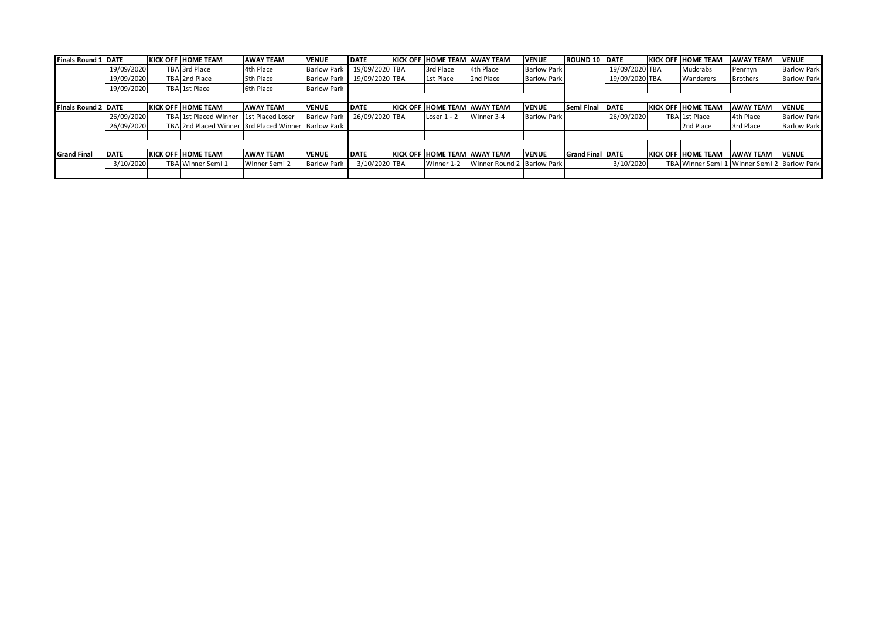| Finals Round 1 | DATE | KICK OFF | HOME TEAM | AWAY TEAM | VENUE | DATE | KICK OFF | HOME TEAM | AWAY TEAM | VENUE | ROUND 10 | DATE | KICK OFF | HOME TEAM | AWAY TEAM | VENUE |
|---|---|---|---|---|---|---|---|---|---|---|---|---|---|---|---|---|
| | 19/09/2020 | TBA | 3rd Place | 4th Place | Barlow Park | 19/09/2020 | TBA | 3rd Place | 4th Place | Barlow Park | | 19/09/2020 | TBA | Mudcrabs | Penrhyn | Barlow Park |
| | 19/09/2020 | TBA | 2nd Place | 5th Place | Barlow Park | 19/09/2020 | TBA | 1st Place | 2nd Place | Barlow Park | | 19/09/2020 | TBA | Wanderers | Brothers | Barlow Park |
| | 19/09/2020 | TBA | 1st Place | 6th Place | Barlow Park | | | | | | | | | | | |
| | | | | | | | | | | | | | | | | |
| **Finals Round 2** | **DATE** | **KICK OFF** | **HOME TEAM** | **AWAY TEAM** | **VENUE** | **DATE** | **KICK OFF** | **HOME TEAM** | **AWAY TEAM** | **VENUE** | **Semi Final** | **DATE** | **KICK OFF** | **HOME TEAM** | **AWAY TEAM** | **VENUE** |
| | 26/09/2020 | TBA | 1st Placed Winner | 1st Placed Loser | Barlow Park | 26/09/2020 | TBA | Loser 1 - 2 | Winner 3-4 | Barlow Park | | 26/09/2020 | TBA | 1st Place | 4th Place | Barlow Park |
| | 26/09/2020 | TBA | 2nd Placed Winner | 3rd Placed Winner | Barlow Park | | | | | | | | | 2nd Place | 3rd Place | Barlow Park |
| | | | | | | | | | | | | | | | | |
| | | | | | | | | | | | | | | | | |
| **Grand Final** | **DATE** | **KICK OFF** | **HOME TEAM** | **AWAY TEAM** | **VENUE** | **DATE** | **KICK OFF** | **HOME TEAM** | **AWAY TEAM** | **VENUE** | **Grand Final** | **DATE** | **KICK OFF** | **HOME TEAM** | **AWAY TEAM** | **VENUE** |
| | 3/10/2020 | TBA | Winner Semi 1 | Winner Semi 2 | Barlow Park | 3/10/2020 | TBA | Winner 1-2 | Winner Round 2 | Barlow Park | | 3/10/2020 | TBA | Winner Semi 1 | Winner Semi 2 | Barlow Park |
| | | | | | | | | | | | | | | | | |